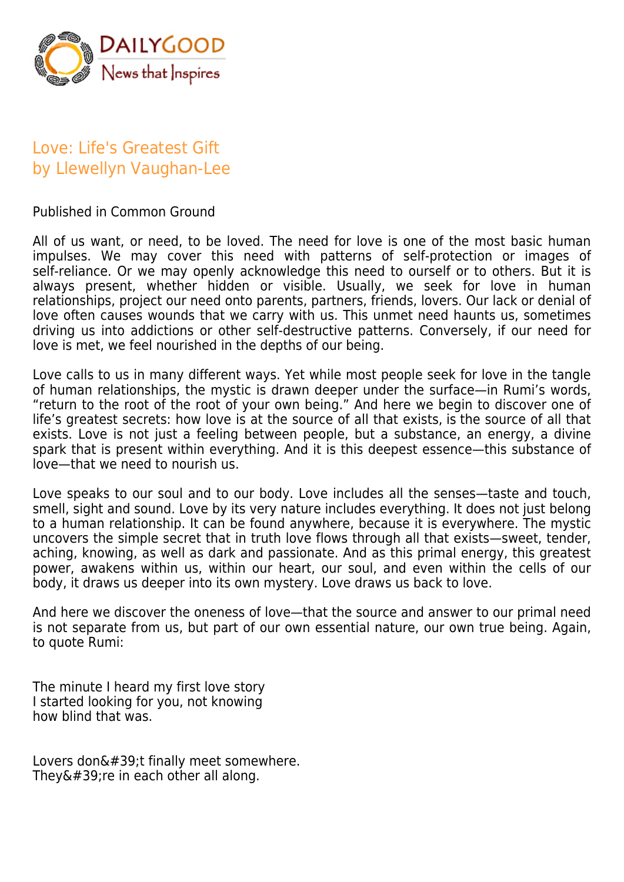# Love: Life's Greatest Gift
## by Llewellyn Vaughan-Lee

Published in Common Ground

All of us want, or need, to be loved. The need for love is one of the most basic human impulses. We may cover this need with patterns of self-protection or images of self-reliance. Or we may openly acknowledge this need to ourself or to others. But it is always present, whether hidden or visible. Usually, we seek for love in human relationships, project our need onto parents, partners, friends, lovers. Our lack or denial of love often causes wounds that we carry with us. This unmet need haunts us, sometimes driving us into addictions or other self-destructive patterns. Conversely, if our need for love is met, we feel nourished in the depths of our being.

Love calls to us in many different ways. Yet while most people seek for love in the tangle of human relationships, the mystic is drawn deeper under the surface—in Rumi's words, "return to the root of the root of your own being." And here we begin to discover one of life's greatest secrets: how love is at the source of all that exists, is the source of all that exists. Love is not just a feeling between people, but a substance, an energy, a divine spark that is present within everything. And it is this deepest essence—this substance of love—that we need to nourish us.

Love speaks to our soul and to our body. Love includes all the senses—taste and touch, smell, sight and sound. Love by its very nature includes everything. It does not just belong to a human relationship. It can be found anywhere, because it is everywhere. The mystic uncovers the simple secret that in truth love flows through all that exists—sweet, tender, aching, knowing, as well as dark and passionate. And as this primal energy, this greatest power, awakens within us, within our heart, our soul, and even within the cells of our body, it draws us deeper into its own mystery. Love draws us back to love.

And here we discover the oneness of love—that the source and answer to our primal need is not separate from us, but part of our own essential nature, our own true being. Again, to quote Rumi:

The minute I heard my first love story
I started looking for you, not knowing
how blind that was.

Lovers don&#39;t finally meet somewhere.
They&#39;re in each other all along.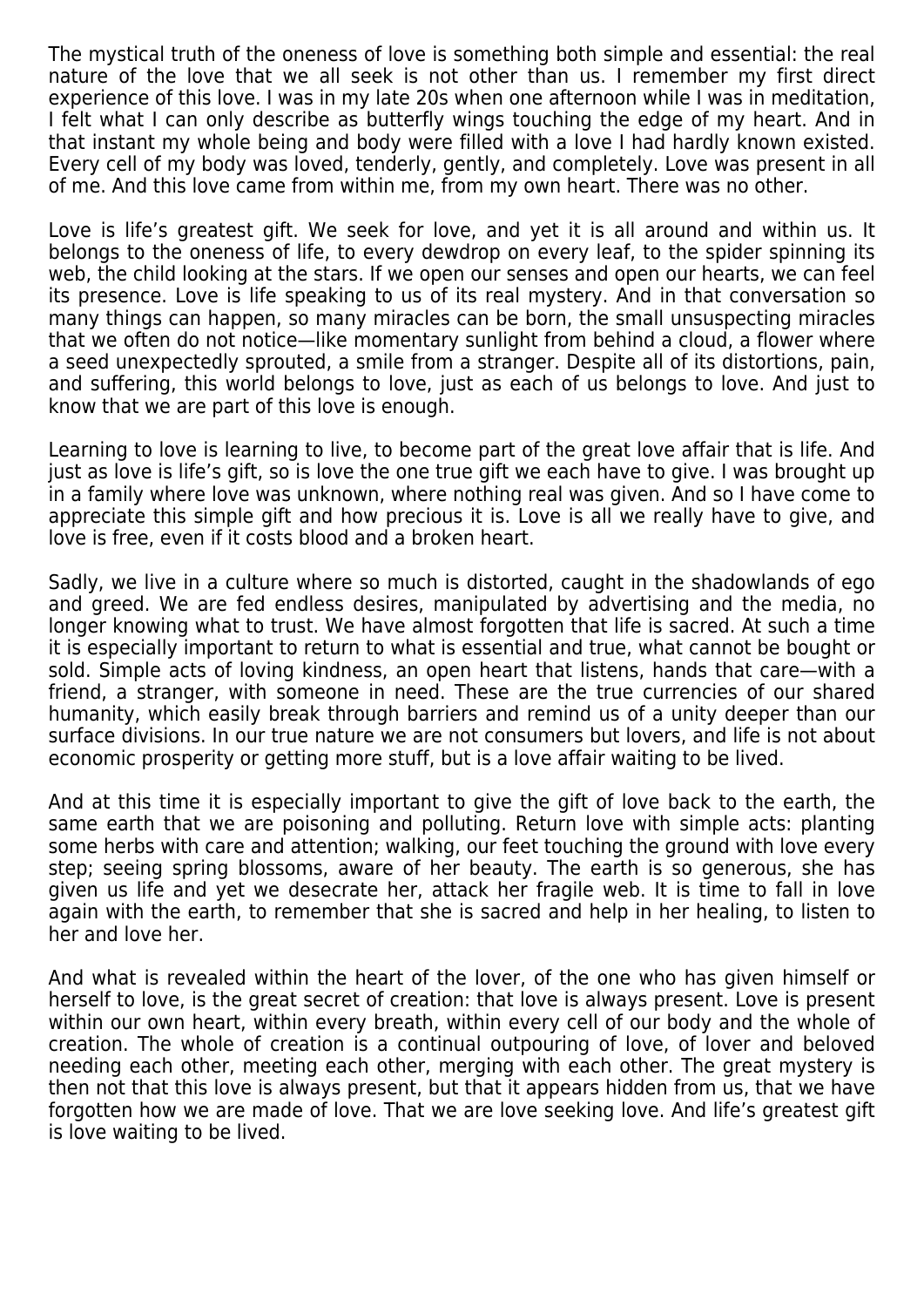The mystical truth of the oneness of love is something both simple and essential: the real nature of the love that we all seek is not other than us. I remember my first direct experience of this love. I was in my late 20s when one afternoon while I was in meditation, I felt what I can only describe as butterfly wings touching the edge of my heart. And in that instant my whole being and body were filled with a love I had hardly known existed. Every cell of my body was loved, tenderly, gently, and completely. Love was present in all of me. And this love came from within me, from my own heart. There was no other.

Love is life's greatest gift. We seek for love, and yet it is all around and within us. It belongs to the oneness of life, to every dewdrop on every leaf, to the spider spinning its web, the child looking at the stars. If we open our senses and open our hearts, we can feel its presence. Love is life speaking to us of its real mystery. And in that conversation so many things can happen, so many miracles can be born, the small unsuspecting miracles that we often do not notice—like momentary sunlight from behind a cloud, a flower where a seed unexpectedly sprouted, a smile from a stranger. Despite all of its distortions, pain, and suffering, this world belongs to love, just as each of us belongs to love. And just to know that we are part of this love is enough.

Learning to love is learning to live, to become part of the great love affair that is life. And just as love is life's gift, so is love the one true gift we each have to give. I was brought up in a family where love was unknown, where nothing real was given. And so I have come to appreciate this simple gift and how precious it is. Love is all we really have to give, and love is free, even if it costs blood and a broken heart.

Sadly, we live in a culture where so much is distorted, caught in the shadowlands of ego and greed. We are fed endless desires, manipulated by advertising and the media, no longer knowing what to trust. We have almost forgotten that life is sacred. At such a time it is especially important to return to what is essential and true, what cannot be bought or sold. Simple acts of loving kindness, an open heart that listens, hands that care—with a friend, a stranger, with someone in need. These are the true currencies of our shared humanity, which easily break through barriers and remind us of a unity deeper than our surface divisions. In our true nature we are not consumers but lovers, and life is not about economic prosperity or getting more stuff, but is a love affair waiting to be lived.

And at this time it is especially important to give the gift of love back to the earth, the same earth that we are poisoning and polluting. Return love with simple acts: planting some herbs with care and attention; walking, our feet touching the ground with love every step; seeing spring blossoms, aware of her beauty. The earth is so generous, she has given us life and yet we desecrate her, attack her fragile web. It is time to fall in love again with the earth, to remember that she is sacred and help in her healing, to listen to her and love her.

And what is revealed within the heart of the lover, of the one who has given himself or herself to love, is the great secret of creation: that love is always present. Love is present within our own heart, within every breath, within every cell of our body and the whole of creation. The whole of creation is a continual outpouring of love, of lover and beloved needing each other, meeting each other, merging with each other. The great mystery is then not that this love is always present, but that it appears hidden from us, that we have forgotten how we are made of love. That we are love seeking love. And life's greatest gift is love waiting to be lived.